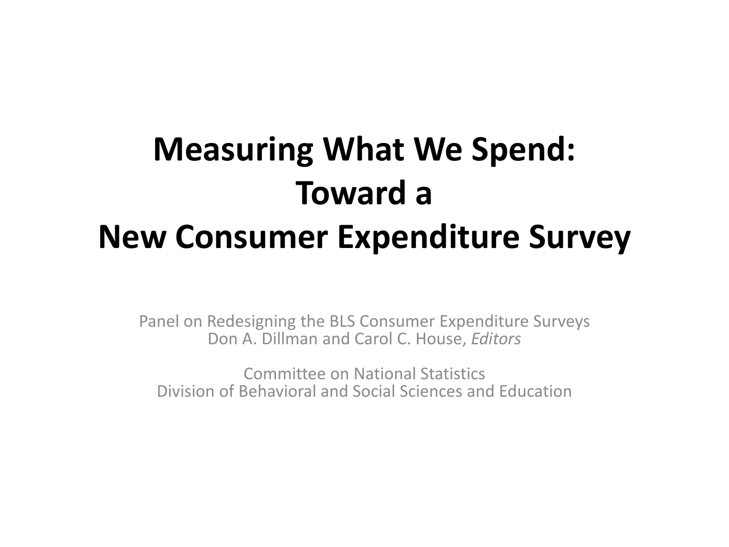# Measuring What We Spend: Toward a New Consumer Expenditure Survey

Panel on Redesigning the BLS Consumer Expenditure Surveys
Don A. Dillman and Carol C. House, *Editors*

Committee on National Statistics
Division of Behavioral and Social Sciences and Education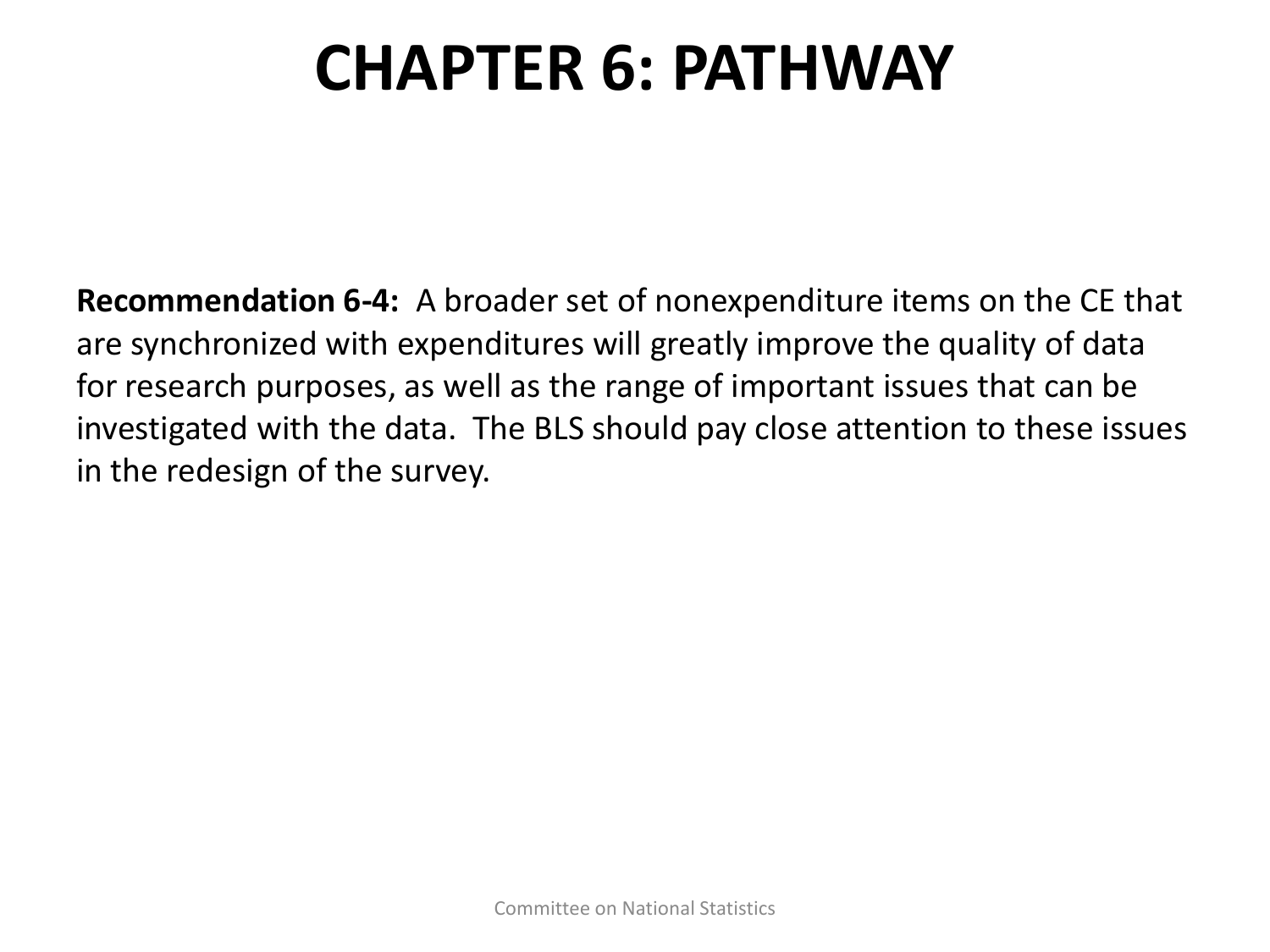# CHAPTER 6: PATHWAY

**Recommendation 6-4:** A broader set of nonexpenditure items on the CE that are synchronized with expenditures will greatly improve the quality of data for research purposes, as well as the range of important issues that can be investigated with the data. The BLS should pay close attention to these issues in the redesign of the survey.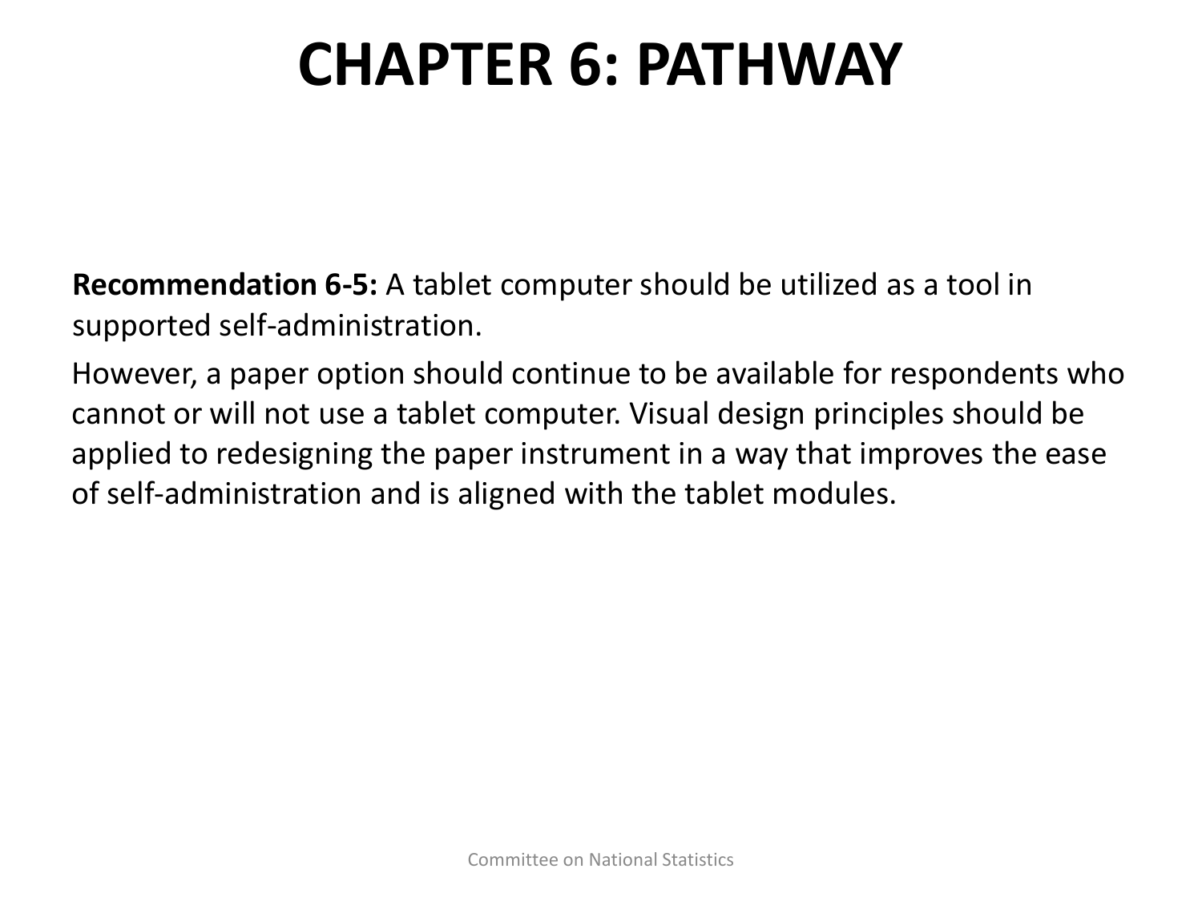# CHAPTER 6: PATHWAY

**Recommendation 6-5:** A tablet computer should be utilized as a tool in supported self-administration.

However, a paper option should continue to be available for respondents who cannot or will not use a tablet computer. Visual design principles should be applied to redesigning the paper instrument in a way that improves the ease of self-administration and is aligned with the tablet modules.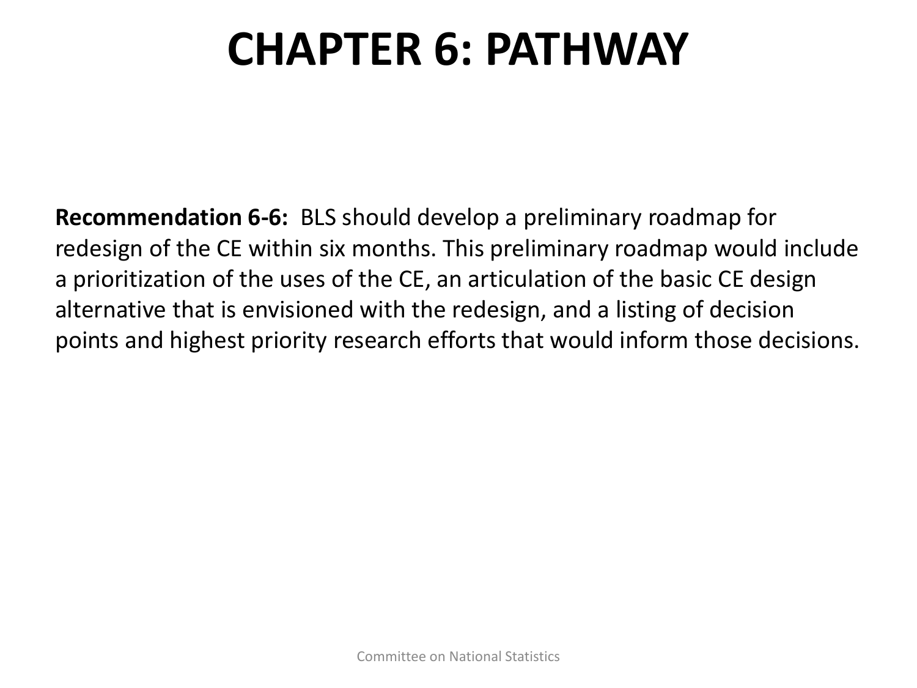# CHAPTER 6: PATHWAY

**Recommendation 6-6:** BLS should develop a preliminary roadmap for redesign of the CE within six months. This preliminary roadmap would include a prioritization of the uses of the CE, an articulation of the basic CE design alternative that is envisioned with the redesign, and a listing of decision points and highest priority research efforts that would inform those decisions.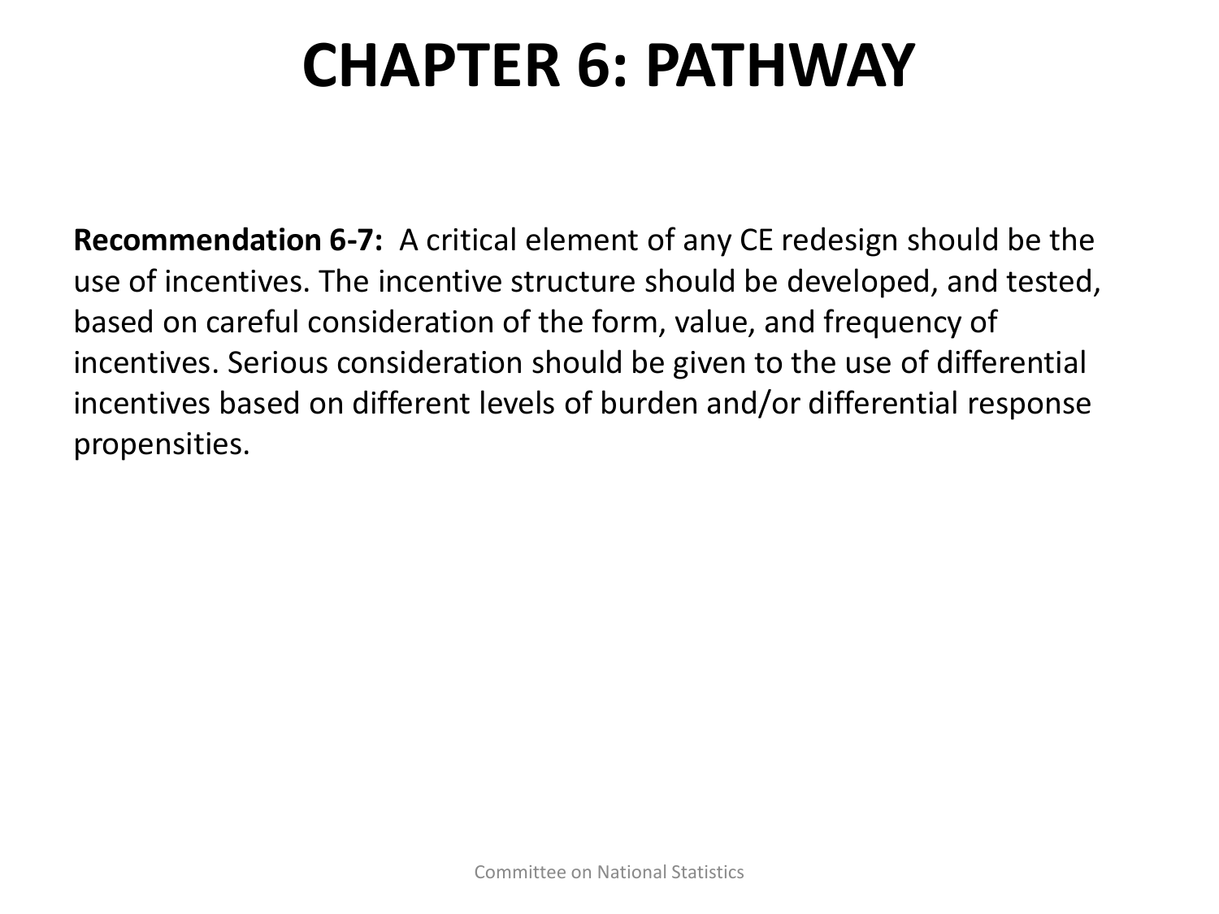# CHAPTER 6: PATHWAY

**Recommendation 6-7:** A critical element of any CE redesign should be the use of incentives. The incentive structure should be developed, and tested, based on careful consideration of the form, value, and frequency of incentives. Serious consideration should be given to the use of differential incentives based on different levels of burden and/or differential response propensities.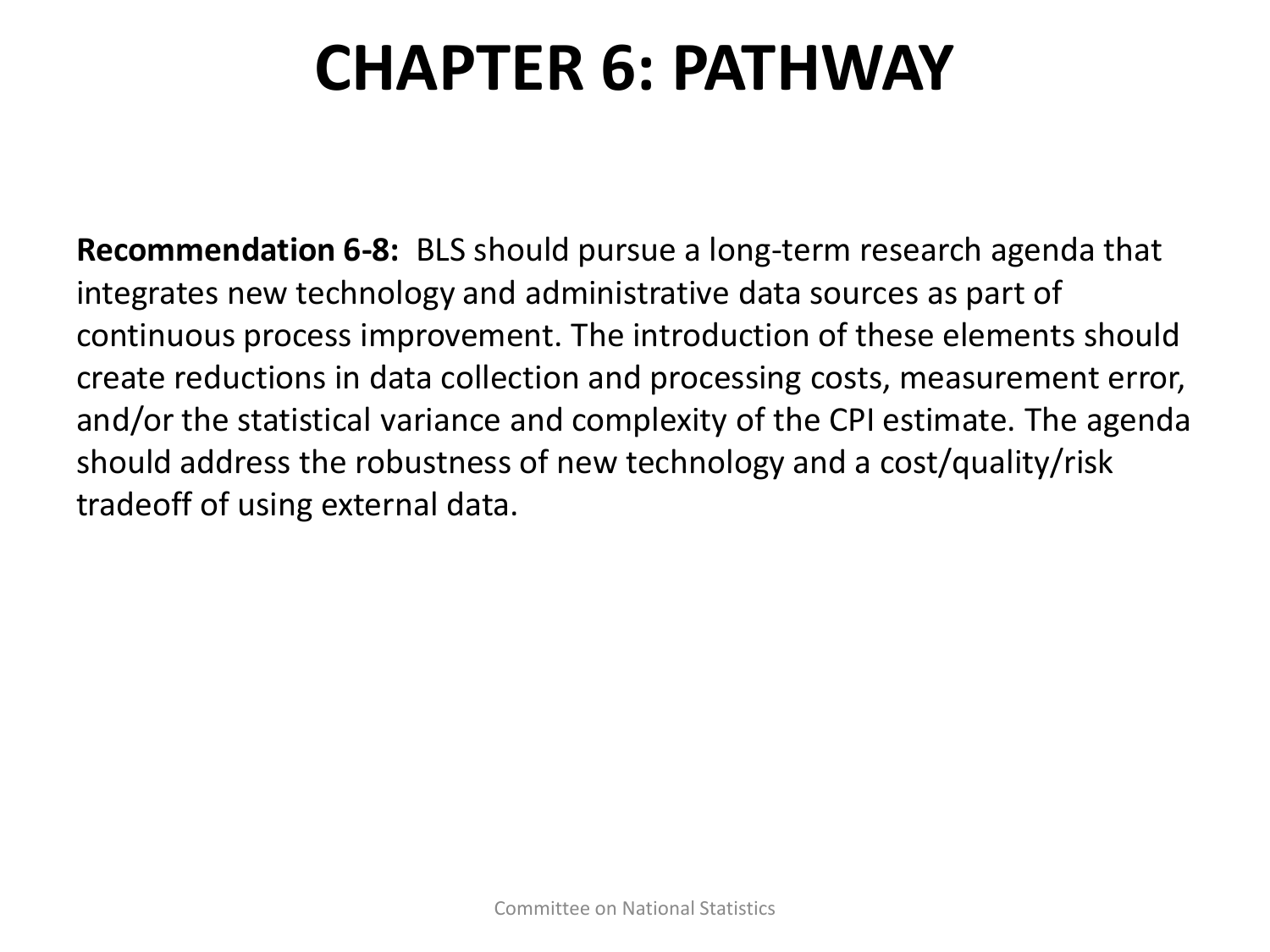# CHAPTER 6: PATHWAY

**Recommendation 6-8:** BLS should pursue a long-term research agenda that integrates new technology and administrative data sources as part of continuous process improvement. The introduction of these elements should create reductions in data collection and processing costs, measurement error, and/or the statistical variance and complexity of the CPI estimate. The agenda should address the robustness of new technology and a cost/quality/risk tradeoff of using external data.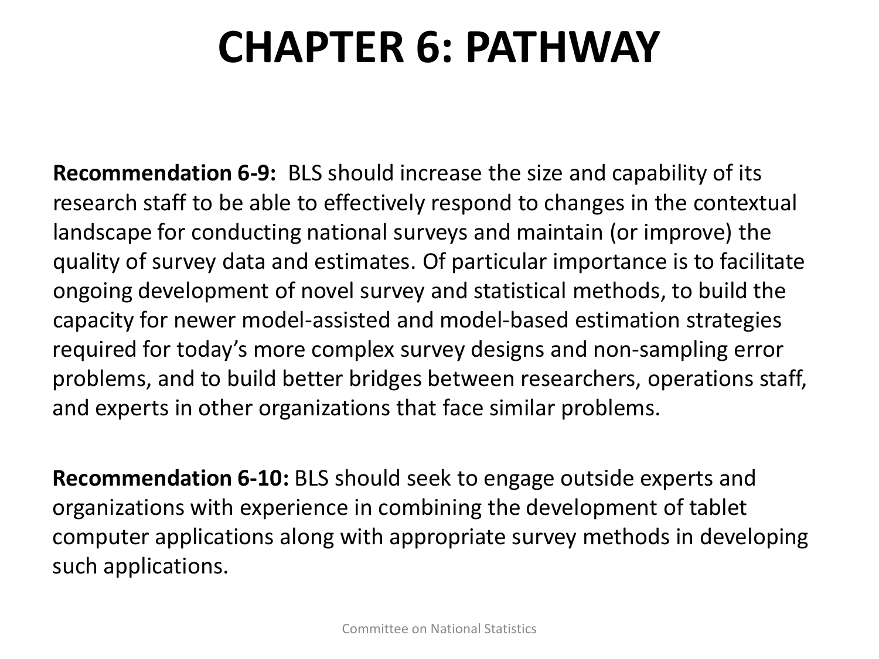# CHAPTER 6: PATHWAY

**Recommendation 6-9:** BLS should increase the size and capability of its research staff to be able to effectively respond to changes in the contextual landscape for conducting national surveys and maintain (or improve) the quality of survey data and estimates. Of particular importance is to facilitate ongoing development of novel survey and statistical methods, to build the capacity for newer model-assisted and model-based estimation strategies required for today's more complex survey designs and non-sampling error problems, and to build better bridges between researchers, operations staff, and experts in other organizations that face similar problems.

**Recommendation 6-10:** BLS should seek to engage outside experts and organizations with experience in combining the development of tablet computer applications along with appropriate survey methods in developing such applications.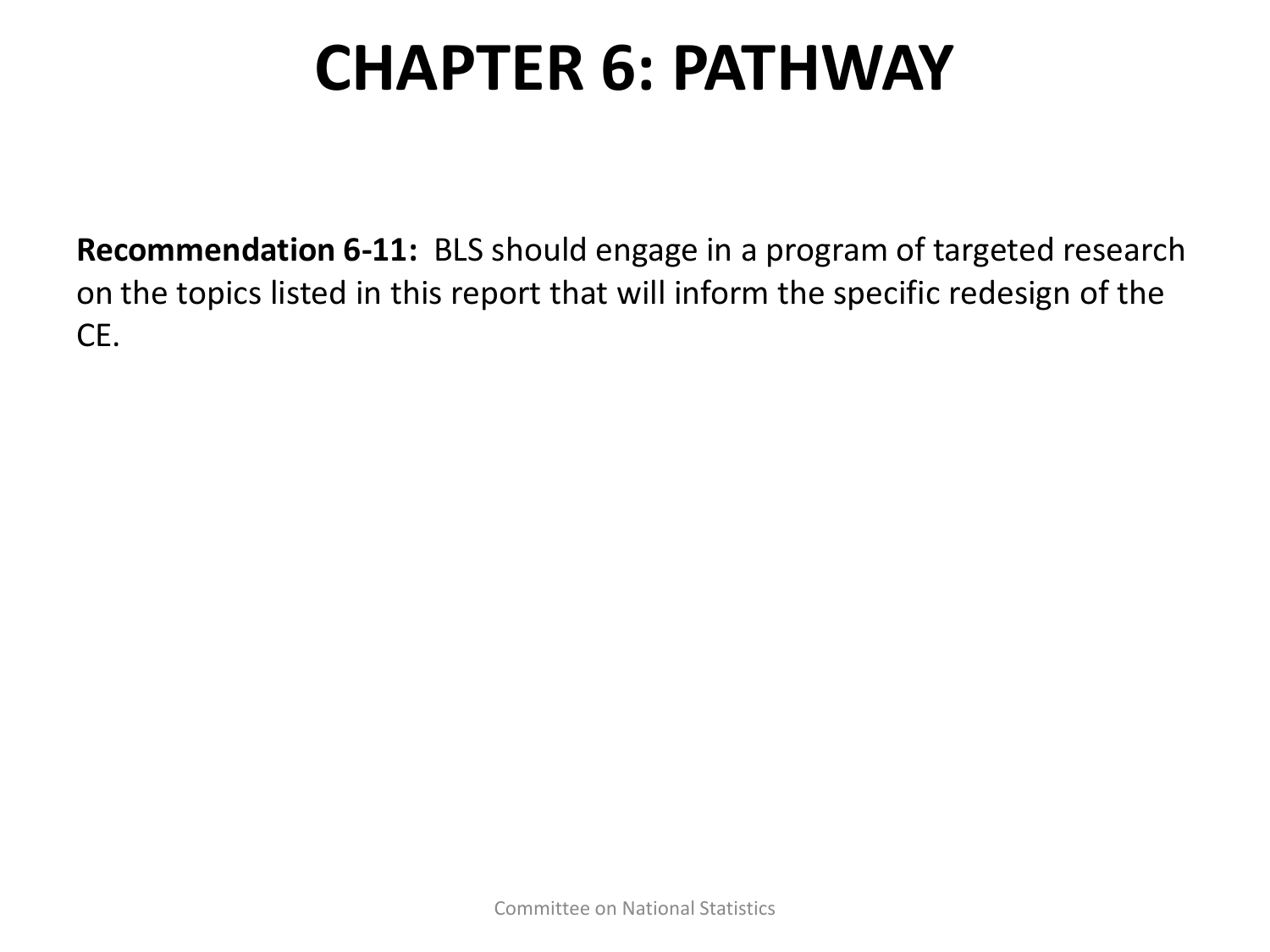# CHAPTER 6: PATHWAY

**Recommendation 6-11:** BLS should engage in a program of targeted research on the topics listed in this report that will inform the specific redesign of the CE.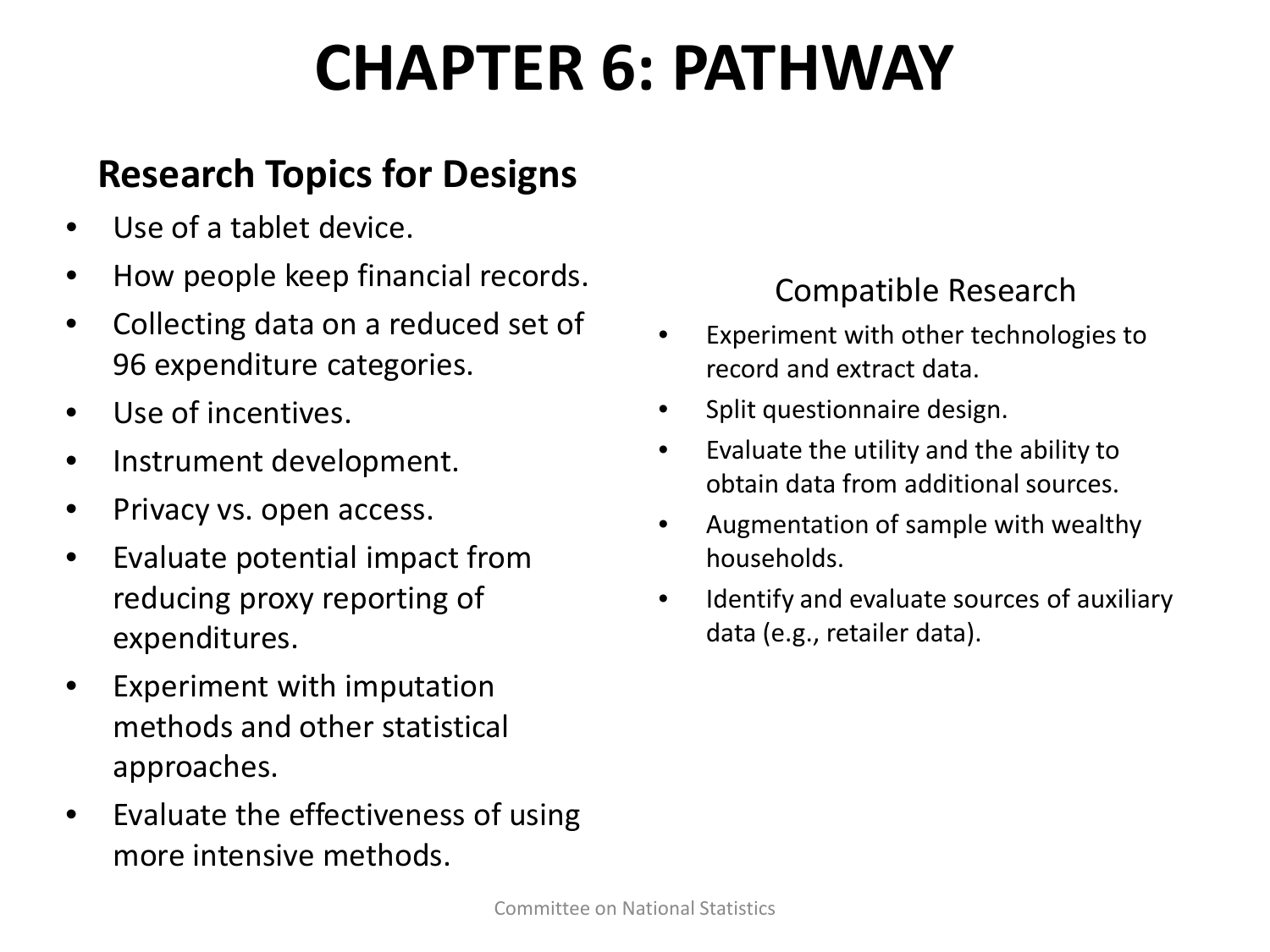# CHAPTER 6: PATHWAY

## Research Topics for Designs

- Use of a tablet device.
- How people keep financial records.
- Collecting data on a reduced set of 96 expenditure categories.
- Use of incentives.
- Instrument development.
- Privacy vs. open access.
- Evaluate potential impact from reducing proxy reporting of expenditures.
- Experiment with imputation methods and other statistical approaches.
- Evaluate the effectiveness of using more intensive methods.

## Compatible Research

- Experiment with other technologies to record and extract data.
- Split questionnaire design.
- Evaluate the utility and the ability to obtain data from additional sources.
- Augmentation of sample with wealthy households.
- Identify and evaluate sources of auxiliary data (e.g., retailer data).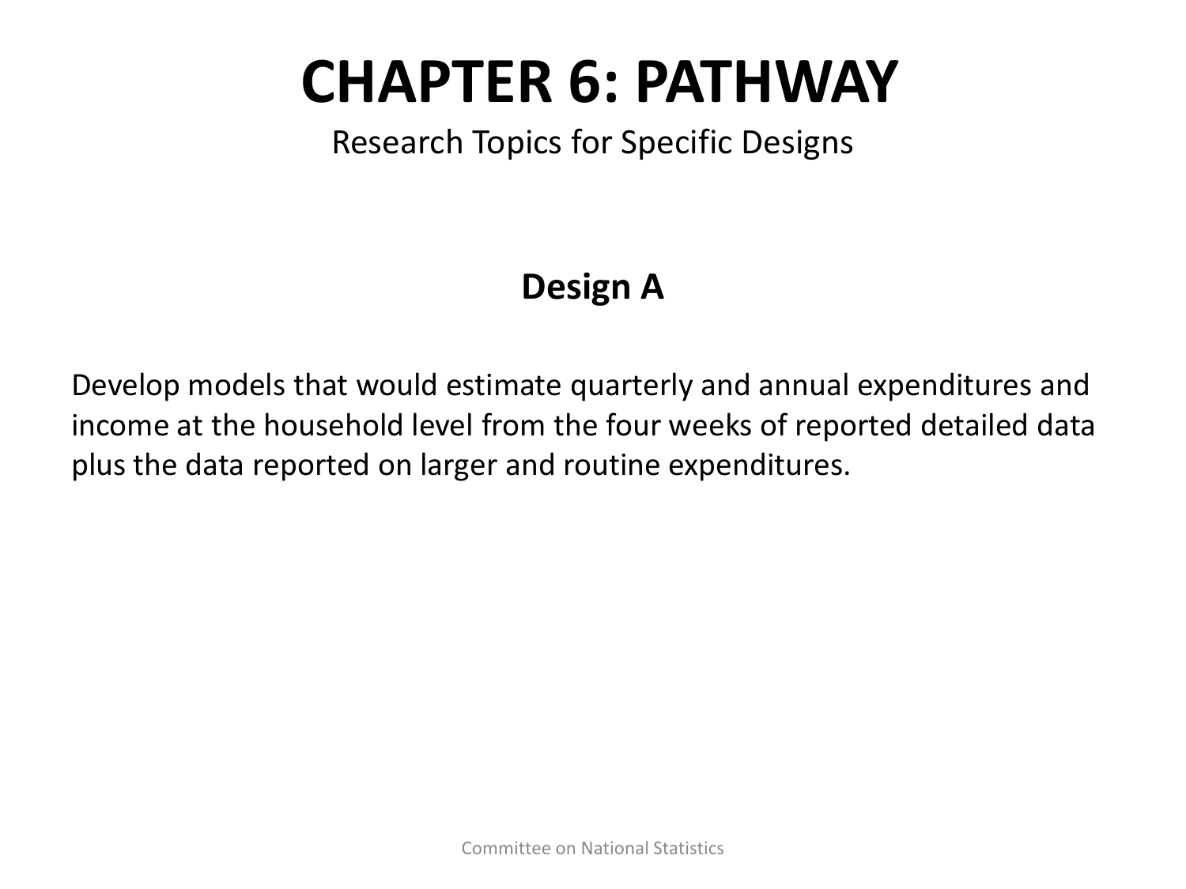# CHAPTER 6: PATHWAY

Research Topics for Specific Designs

## Design A

Develop models that would estimate quarterly and annual expenditures and income at the household level from the four weeks of reported detailed data plus the data reported on larger and routine expenditures.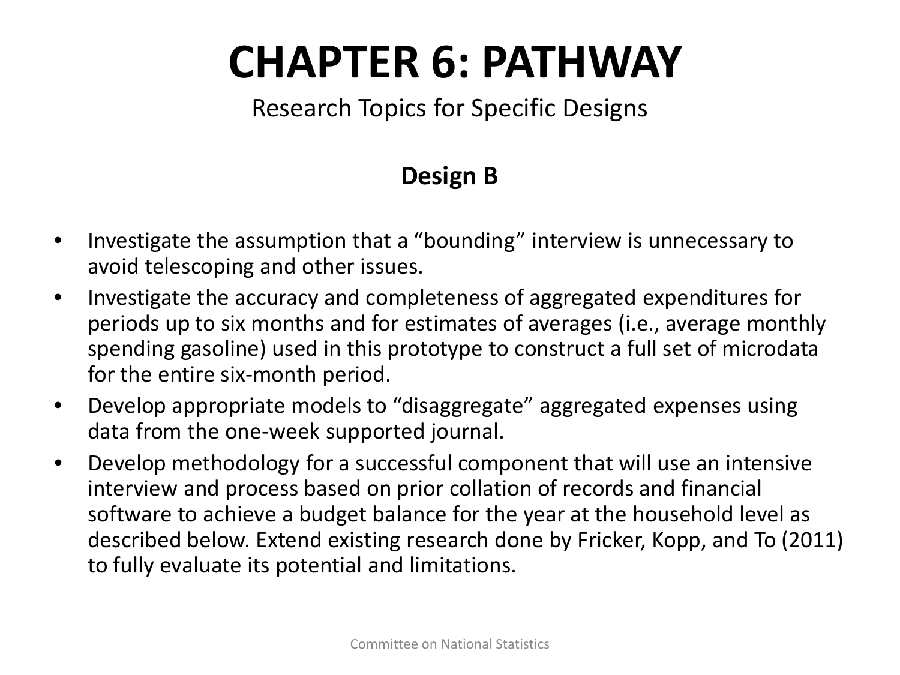# CHAPTER 6: PATHWAY

Research Topics for Specific Designs

**Design B**

- Investigate the assumption that a “bounding” interview is unnecessary to avoid telescoping and other issues.
- Investigate the accuracy and completeness of aggregated expenditures for periods up to six months and for estimates of averages (i.e., average monthly spending gasoline) used in this prototype to construct a full set of microdata for the entire six-month period.
- Develop appropriate models to “disaggregate” aggregated expenses using data from the one-week supported journal.
- Develop methodology for a successful component that will use an intensive interview and process based on prior collation of records and financial software to achieve a budget balance for the year at the household level as described below. Extend existing research done by Fricker, Kopp, and To (2011) to fully evaluate its potential and limitations.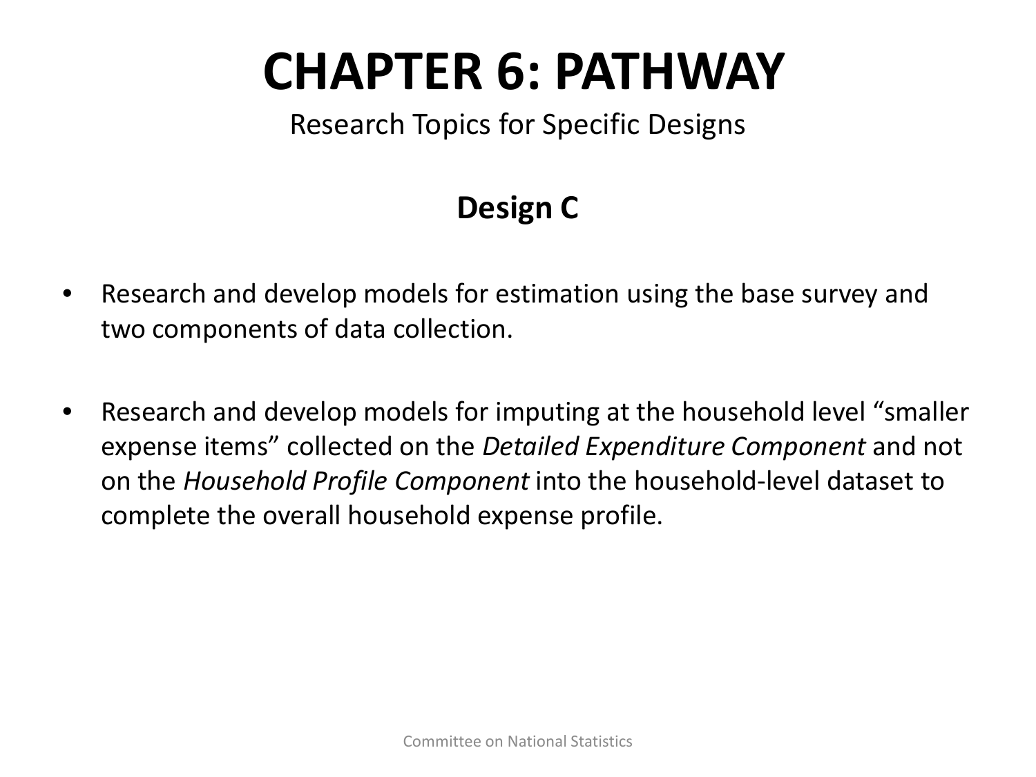# CHAPTER 6: PATHWAY

Research Topics for Specific Designs

## Design C

- Research and develop models for estimation using the base survey and two components of data collection.
- Research and develop models for imputing at the household level "smaller expense items" collected on the *Detailed Expenditure Component* and not on the *Household Profile Component* into the household-level dataset to complete the overall household expense profile.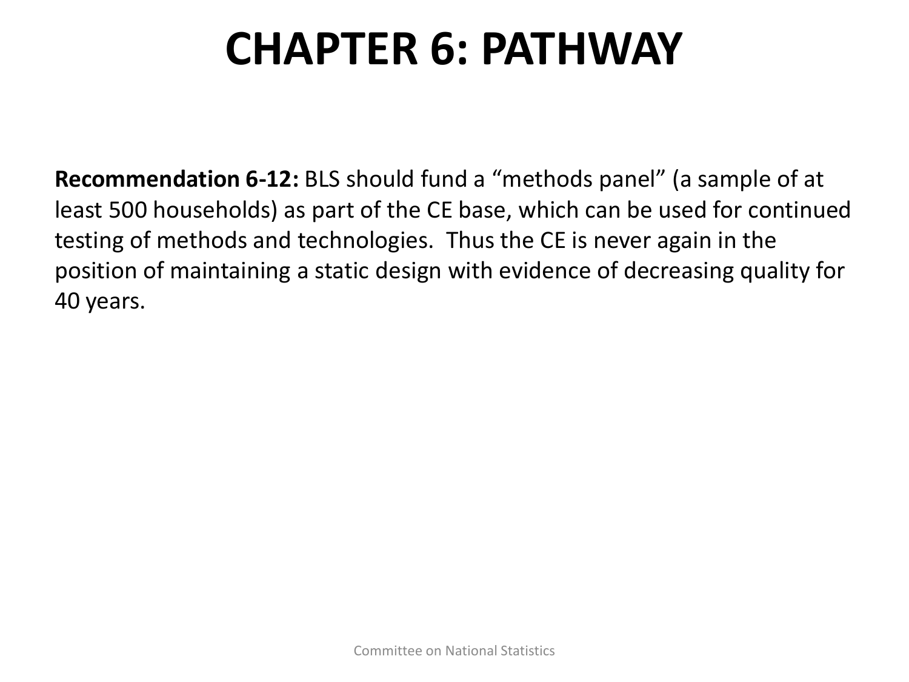# CHAPTER 6: PATHWAY

**Recommendation 6-12:** BLS should fund a "methods panel" (a sample of at least 500 households) as part of the CE base, which can be used for continued testing of methods and technologies. Thus the CE is never again in the position of maintaining a static design with evidence of decreasing quality for 40 years.